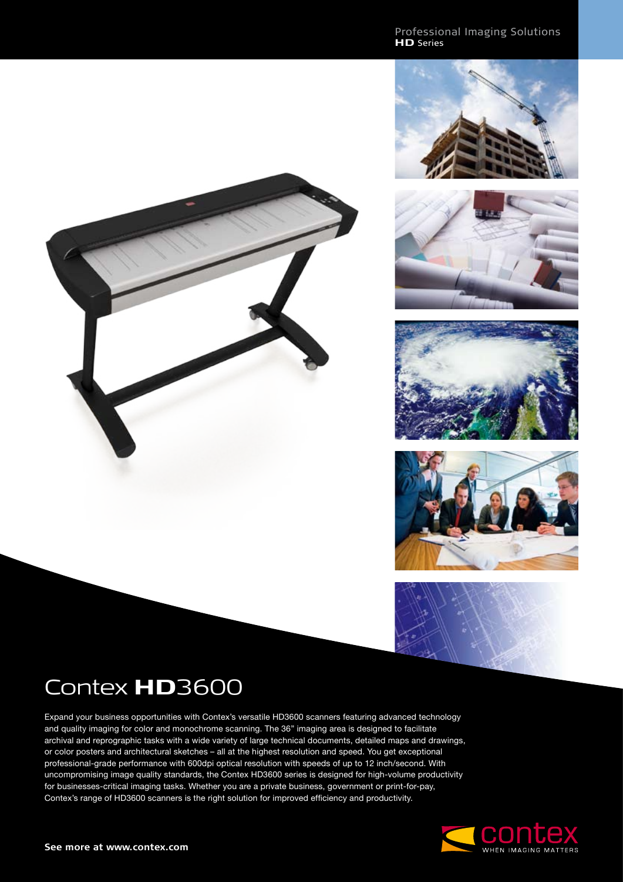Professional Imaging Solutions
**HD** Series

# Contex **HD**3600

Expand your business opportunities with Contex's versatile HD3600 scanners featuring advanced technology and quality imaging for color and monochrome scanning. The 36" imaging area is designed to facilitate archival and reprographic tasks with a wide variety of large technical documents, detailed maps and drawings, or color posters and architectural sketches – all at the highest resolution and speed. You get exceptional professional-grade performance with 600dpi optical resolution with speeds of up to 12 inch/second. With uncompromising image quality standards, the Contex HD3600 series is designed for high-volume productivity for businesses-critical imaging tasks. Whether you are a private business, government or print-for-pay, Contex's range of HD3600 scanners is the right solution for improved efficiency and productivity.

**See more at www.contex.com**

contex
WHEN IMAGING MATTERS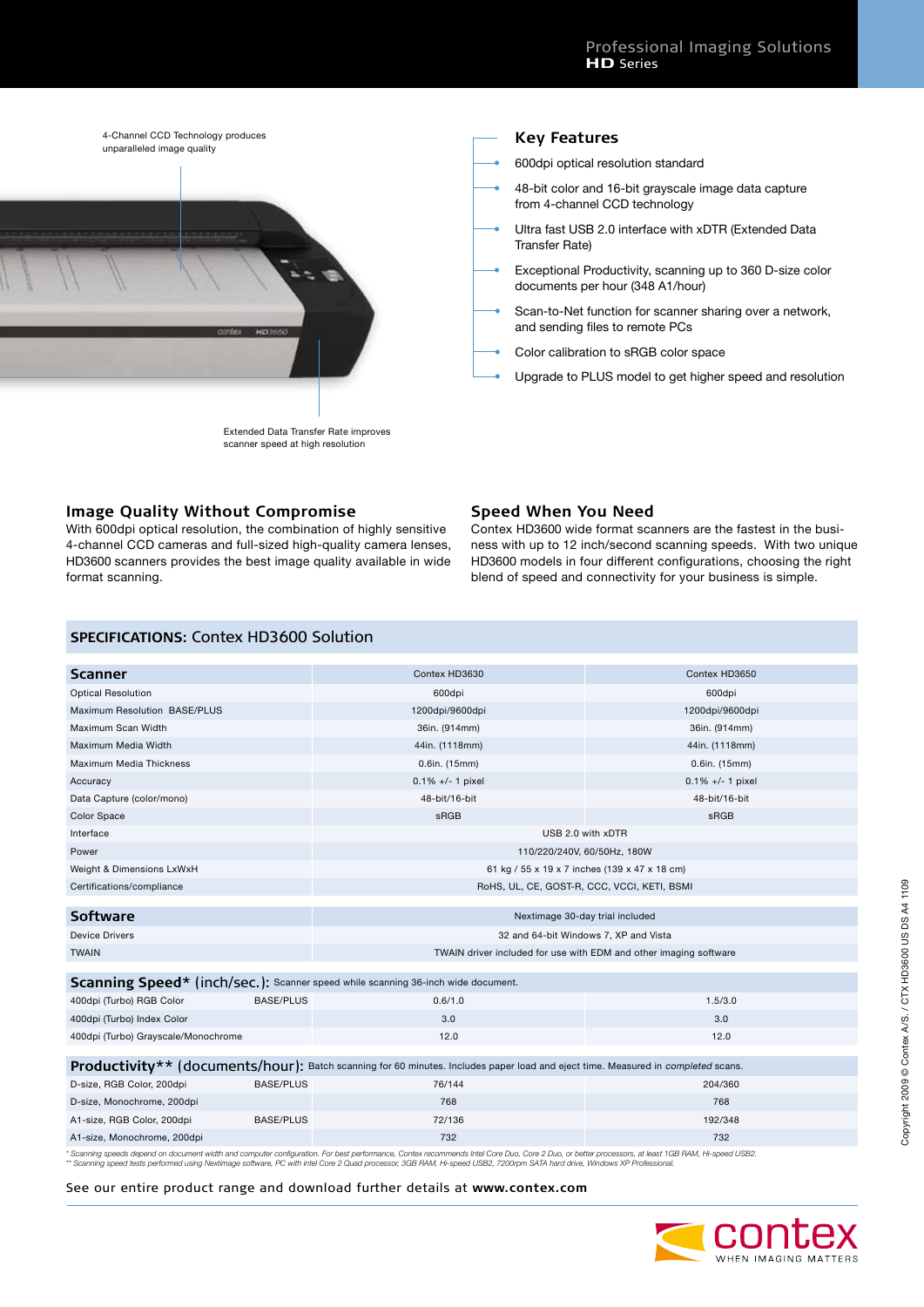Professional Imaging Solutions
**HD** Series

4-Channel CCD Technology produces unparalleled image quality

Extended Data Transfer Rate improves scanner speed at high resolution

## Key Features

- 600dpi optical resolution standard
- 48-bit color and 16-bit grayscale image data capture from 4-channel CCD technology
- Ultra fast USB 2.0 interface with xDTR (Extended Data Transfer Rate)
- Exceptional Productivity, scanning up to 360 D-size color documents per hour (348 A1/hour)
- Scan-to-Net function for scanner sharing over a network, and sending files to remote PCs
- Color calibration to sRGB color space
- Upgrade to PLUS model to get higher speed and resolution

## Image Quality Without Compromise

With 600dpi optical resolution, the combination of highly sensitive 4-channel CCD cameras and full-sized high-quality camera lenses, HD3600 scanners provides the best image quality available in wide format scanning.

## Speed When You Need

Contex HD3600 wide format scanners are the fastest in the business with up to 12 inch/second scanning speeds. With two unique HD3600 models in four different configurations, choosing the right blend of speed and connectivity for your business is simple.

## SPECIFICATIONS: Contex HD3600 Solution

| Scanner | | Contex HD3630 | Contex HD3650 |
|---|---|---|---|
| Optical Resolution | | 600dpi | 600dpi |
| Maximum Resolution | BASE/PLUS | 1200dpi/9600dpi | 1200dpi/9600dpi |
| Maximum Scan Width | | 36in. (914mm) | 36in. (914mm) |
| Maximum Media Width | | 44in. (1118mm) | 44in. (1118mm) |
| Maximum Media Thickness | | 0.6in. (15mm) | 0.6in. (15mm) |
| Accuracy | | 0.1% +/- 1 pixel | 0.1% +/- 1 pixel |
| Data Capture (color/mono) | | 48-bit/16-bit | 48-bit/16-bit |
| Color Space | | sRGB | sRGB |
| Interface | | USB 2.0 with xDTR | |
| Power | | 110/220/240V, 60/50Hz, 180W | |
| Weight & Dimensions LxWxH | | 61 kg / 55 x 19 x 7 inches (139 x 47 x 18 cm) | |
| Certifications/compliance | | RoHS, UL, CE, GOST-R, CCC, VCCI, KETI, BSMI | |
| **Software** | | Nextimage 30-day trial included | |
| Device Drivers | | 32 and 64-bit Windows 7, XP and Vista | |
| TWAIN | | TWAIN driver included for use with EDM and other imaging software | |
| **Scanning Speed*** (inch/sec.): Scanner speed while scanning 36-inch wide document. | | | |
| 400dpi (Turbo) RGB Color | BASE/PLUS | 0.6/1.0 | 1.5/3.0 |
| 400dpi (Turbo) Index Color | | 3.0 | 3.0 |
| 400dpi (Turbo) Grayscale/Monochrome | | 12.0 | 12.0 |
| **Productivity**** (documents/hour): Batch scanning for 60 minutes. Includes paper load and eject time. Measured in *completed* scans. | | | |
| D-size, RGB Color, 200dpi | BASE/PLUS | 76/144 | 204/360 |
| D-size, Monochrome, 200dpi | | 768 | 768 |
| A1-size, RGB Color, 200dpi | BASE/PLUS | 72/136 | 192/348 |
| A1-size, Monochrome, 200dpi | | 732 | 732 |

*\* Scanning speeds depend on document width and computer configuration. For best performance, Contex recommends Intel Core Duo, Core 2 Duo, or better processors, at least 1GB RAM, Hi-speed USB2.*
*\*\* Scanning speed tests performed using Nextimage software, PC with intel Core 2 Quad processor, 3GB RAM, Hi-speed USB2, 7200rpm SATA hard drive, Windows XP Professional.*

See our entire product range and download further details at **www.contex.com**

contex
WHEN IMAGING MATTERS

Copyright 2009 © Contex A/S. / CTX HD3600 US DS A4 1109